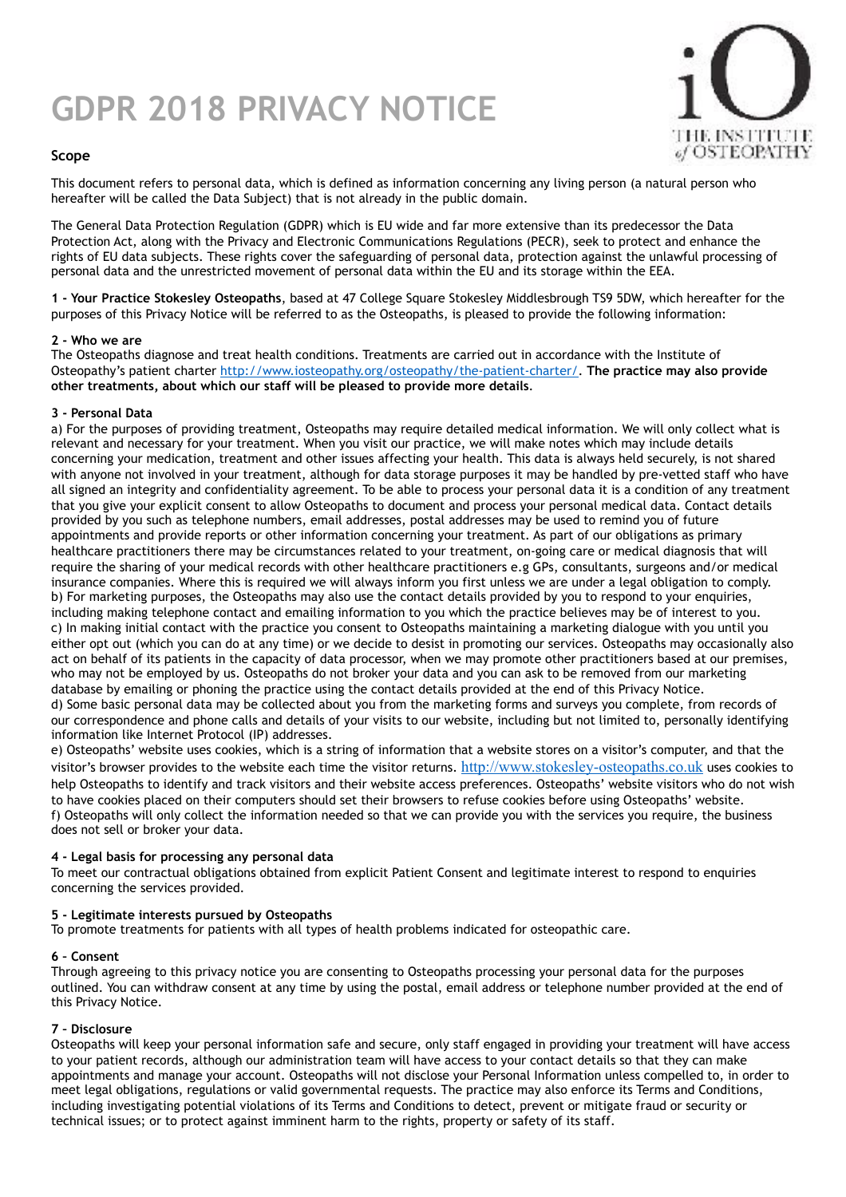# GDPR 2018 PRIVACY NOTICE

### Scope

This document refers to personal data, which is defined as information concerning any living person (a natural person who hereafter will be called the Data Subject) that is not already in the public domain.

The General Data Protection Regulation (GDPR) which is EU wide and far more extensive than its predecessor the Data Protection Act, along with the Privacy and Electronic Communications Regulations (PECR), seek to protect and enhance the rights of EU data subjects. These rights cover the safeguarding of personal data, protection against the unlawful processing of personal data and the unrestricted movement of personal data within the EU and its storage within the EEA.

**1 - Your Practice Stokesley Osteopaths**, based at 47 College Square Stokesley Middlesbrough TS9 5DW, which hereafter for the purposes of this Privacy Notice will be referred to as the Osteopaths, is pleased to provide the following information:

**2 - Who we are**
The Osteopaths diagnose and treat health conditions. Treatments are carried out in accordance with the Institute of Osteopathy's patient charter http://www.iosteopathy.org/osteopathy/the-patient-charter/. **The practice may also provide other treatments, about which our staff will be pleased to provide more details**.

**3 - Personal Data**
a) For the purposes of providing treatment, Osteopaths may require detailed medical information. We will only collect what is relevant and necessary for your treatment. When you visit our practice, we will make notes which may include details concerning your medication, treatment and other issues affecting your health. This data is always held securely, is not shared with anyone not involved in your treatment, although for data storage purposes it may be handled by pre-vetted staff who have all signed an integrity and confidentiality agreement. To be able to process your personal data it is a condition of any treatment that you give your explicit consent to allow Osteopaths to document and process your personal medical data. Contact details provided by you such as telephone numbers, email addresses, postal addresses may be used to remind you of future appointments and provide reports or other information concerning your treatment. As part of our obligations as primary healthcare practitioners there may be circumstances related to your treatment, on-going care or medical diagnosis that will require the sharing of your medical records with other healthcare practitioners e.g GPs, consultants, surgeons and/or medical insurance companies. Where this is required we will always inform you first unless we are under a legal obligation to comply.
b) For marketing purposes, the Osteopaths may also use the contact details provided by you to respond to your enquiries, including making telephone contact and emailing information to you which the practice believes may be of interest to you.
c) In making initial contact with the practice you consent to Osteopaths maintaining a marketing dialogue with you until you either opt out (which you can do at any time) or we decide to desist in promoting our services. Osteopaths may occasionally also act on behalf of its patients in the capacity of data processor, when we may promote other practitioners based at our premises, who may not be employed by us. Osteopaths do not broker your data and you can ask to be removed from our marketing database by emailing or phoning the practice using the contact details provided at the end of this Privacy Notice.
d) Some basic personal data may be collected about you from the marketing forms and surveys you complete, from records of our correspondence and phone calls and details of your visits to our website, including but not limited to, personally identifying information like Internet Protocol (IP) addresses.
e) Osteopaths' website uses cookies, which is a string of information that a website stores on a visitor's computer, and that the visitor's browser provides to the website each time the visitor returns. http://www.stokesley-osteopaths.co.uk uses cookies to help Osteopaths to identify and track visitors and their website access preferences. Osteopaths' website visitors who do not wish to have cookies placed on their computers should set their browsers to refuse cookies before using Osteopaths' website.
f) Osteopaths will only collect the information needed so that we can provide you with the services you require, the business does not sell or broker your data.

**4 - Legal basis for processing any personal data**
To meet our contractual obligations obtained from explicit Patient Consent and legitimate interest to respond to enquiries concerning the services provided.

**5 - Legitimate interests pursued by Osteopaths**
To promote treatments for patients with all types of health problems indicated for osteopathic care.

**6 – Consent**
Through agreeing to this privacy notice you are consenting to Osteopaths processing your personal data for the purposes outlined. You can withdraw consent at any time by using the postal, email address or telephone number provided at the end of this Privacy Notice.

**7 – Disclosure**
Osteopaths will keep your personal information safe and secure, only staff engaged in providing your treatment will have access to your patient records, although our administration team will have access to your contact details so that they can make appointments and manage your account. Osteopaths will not disclose your Personal Information unless compelled to, in order to meet legal obligations, regulations or valid governmental requests. The practice may also enforce its Terms and Conditions, including investigating potential violations of its Terms and Conditions to detect, prevent or mitigate fraud or security or technical issues; or to protect against imminent harm to the rights, property or safety of its staff.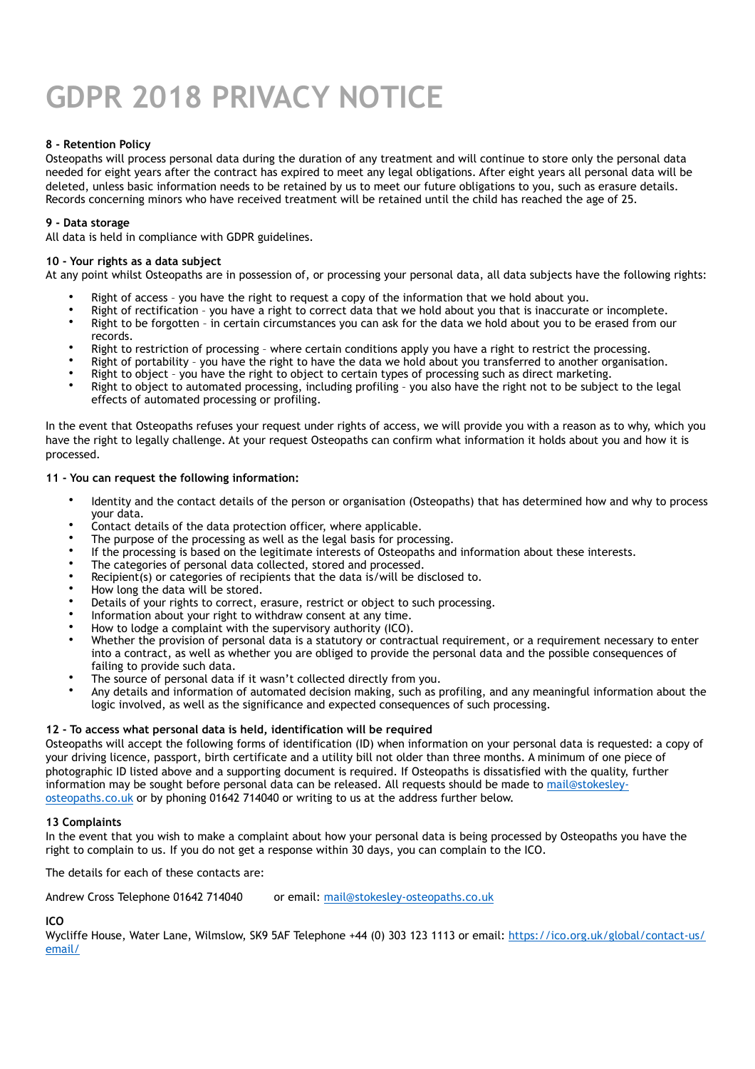# GDPR 2018 PRIVACY NOTICE

**8 - Retention Policy**

Osteopaths will process personal data during the duration of any treatment and will continue to store only the personal data needed for eight years after the contract has expired to meet any legal obligations. After eight years all personal data will be deleted, unless basic information needs to be retained by us to meet our future obligations to you, such as erasure details. Records concerning minors who have received treatment will be retained until the child has reached the age of 25.

**9 - Data storage**

All data is held in compliance with GDPR guidelines.

**10 - Your rights as a data subject**

At any point whilst Osteopaths are in possession of, or processing your personal data, all data subjects have the following rights:

- Right of access – you have the right to request a copy of the information that we hold about you.
- Right of rectification – you have a right to correct data that we hold about you that is inaccurate or incomplete.
- Right to be forgotten – in certain circumstances you can ask for the data we hold about you to be erased from our records.
- Right to restriction of processing – where certain conditions apply you have a right to restrict the processing.
- Right of portability – you have the right to have the data we hold about you transferred to another organisation.
- Right to object – you have the right to object to certain types of processing such as direct marketing.
- Right to object to automated processing, including profiling – you also have the right not to be subject to the legal effects of automated processing or profiling.

In the event that Osteopaths refuses your request under rights of access, we will provide you with a reason as to why, which you have the right to legally challenge. At your request Osteopaths can confirm what information it holds about you and how it is processed.

**11 - You can request the following information:**

- Identity and the contact details of the person or organisation (Osteopaths) that has determined how and why to process your data.
- Contact details of the data protection officer, where applicable.
- The purpose of the processing as well as the legal basis for processing.
- If the processing is based on the legitimate interests of Osteopaths and information about these interests.
- The categories of personal data collected, stored and processed.
- Recipient(s) or categories of recipients that the data is/will be disclosed to.
- How long the data will be stored.
- Details of your rights to correct, erasure, restrict or object to such processing.
- Information about your right to withdraw consent at any time.
- How to lodge a complaint with the supervisory authority (ICO).
- Whether the provision of personal data is a statutory or contractual requirement, or a requirement necessary to enter into a contract, as well as whether you are obliged to provide the personal data and the possible consequences of failing to provide such data.
- The source of personal data if it wasn't collected directly from you.
- Any details and information of automated decision making, such as profiling, and any meaningful information about the logic involved, as well as the significance and expected consequences of such processing.

**12 - To access what personal data is held, identification will be required**

Osteopaths will accept the following forms of identification (ID) when information on your personal data is requested: a copy of your driving licence, passport, birth certificate and a utility bill not older than three months. A minimum of one piece of photographic ID listed above and a supporting document is required. If Osteopaths is dissatisfied with the quality, further information may be sought before personal data can be released. All requests should be made to mail@stokesley-osteopaths.co.uk or by phoning 01642 714040 or writing to us at the address further below.

**13 Complaints**

In the event that you wish to make a complaint about how your personal data is being processed by Osteopaths you have the right to complain to us. If you do not get a response within 30 days, you can complain to the ICO.

The details for each of these contacts are:

Andrew Cross Telephone 01642 714040 or email: mail@stokesley-osteopaths.co.uk

**ICO**

Wycliffe House, Water Lane, Wilmslow, SK9 5AF Telephone +44 (0) 303 123 1113 or email: https://ico.org.uk/global/contact-us/email/